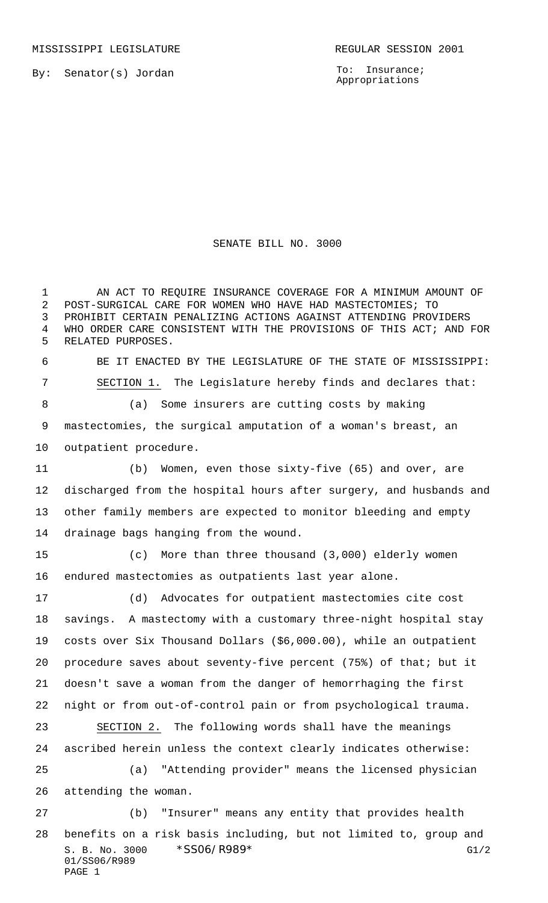MISSISSIPPI LEGISLATURE REGULAR SESSION 2001

By: Senator(s) Jordan

To: Insurance; Appropriations

# SENATE BILL NO. 3000

AN ACT TO REQUIRE INSURANCE COVERAGE FOR A MINIMUM AMOUNT OF POST-SURGICAL CARE FOR WOMEN WHO HAVE HAD MASTECTOMIES; TO PROHIBIT CERTAIN PENALIZING ACTIONS AGAINST ATTENDING PROVIDERS WHO ORDER CARE CONSISTENT WITH THE PROVISIONS OF THIS ACT; AND FOR RELATED PURPOSES.

BE IT ENACTED BY THE LEGISLATURE OF THE STATE OF MISSISSIPPI:

SECTION 1. The Legislature hereby finds and declares that:

(a) Some insurers are cutting costs by making mastectomies, the surgical amputation of a woman's breast, an outpatient procedure.

(b) Women, even those sixty-five (65) and over, are discharged from the hospital hours after surgery, and husbands and other family members are expected to monitor bleeding and empty drainage bags hanging from the wound.

(c) More than three thousand (3,000) elderly women endured mastectomies as outpatients last year alone.

(d) Advocates for outpatient mastectomies cite cost savings. A mastectomy with a customary three-night hospital stay costs over Six Thousand Dollars ($6,000.00), while an outpatient procedure saves about seventy-five percent (75%) of that; but it doesn't save a woman from the danger of hemorrhaging the first night or from out-of-control pain or from psychological trauma.

SECTION 2. The following words shall have the meanings ascribed herein unless the context clearly indicates otherwise:

(a) "Attending provider" means the licensed physician attending the woman.

(b) "Insurer" means any entity that provides health benefits on a risk basis including, but not limited to, group and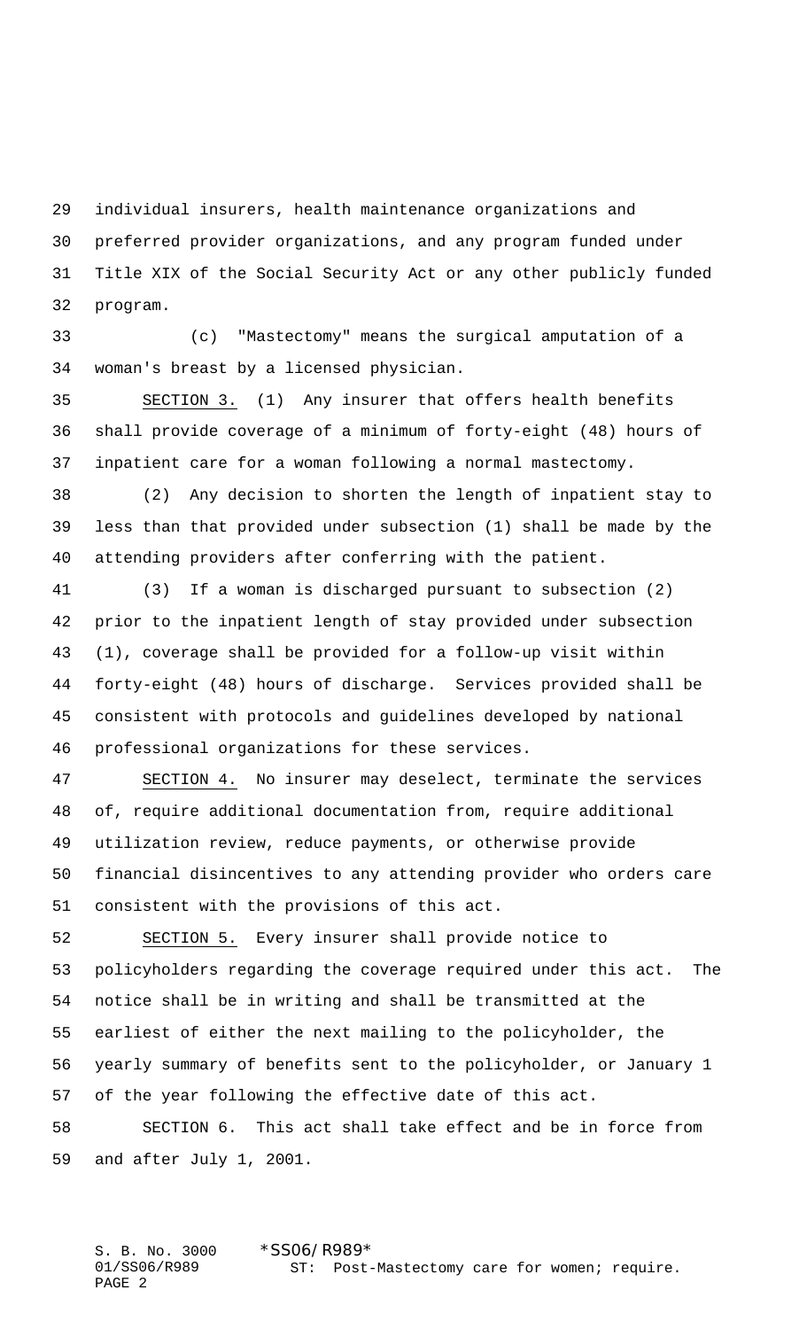individual insurers, health maintenance organizations and preferred provider organizations, and any program funded under Title XIX of the Social Security Act or any other publicly funded program.

(c) "Mastectomy" means the surgical amputation of a woman's breast by a licensed physician.

SECTION 3. (1) Any insurer that offers health benefits shall provide coverage of a minimum of forty-eight (48) hours of inpatient care for a woman following a normal mastectomy.

(2) Any decision to shorten the length of inpatient stay to less than that provided under subsection (1) shall be made by the attending providers after conferring with the patient.

(3) If a woman is discharged pursuant to subsection (2) prior to the inpatient length of stay provided under subsection (1), coverage shall be provided for a follow-up visit within forty-eight (48) hours of discharge. Services provided shall be consistent with protocols and guidelines developed by national professional organizations for these services.

SECTION 4. No insurer may deselect, terminate the services of, require additional documentation from, require additional utilization review, reduce payments, or otherwise provide financial disincentives to any attending provider who orders care consistent with the provisions of this act.

SECTION 5. Every insurer shall provide notice to policyholders regarding the coverage required under this act. The notice shall be in writing and shall be transmitted at the earliest of either the next mailing to the policyholder, the yearly summary of benefits sent to the policyholder, or January 1 of the year following the effective date of this act.

SECTION 6. This act shall take effect and be in force from and after July 1, 2001.

S. B. No. 3000 *SS06/R989*
01/SS06/R989 ST: Post-Mastectomy care for women; require.